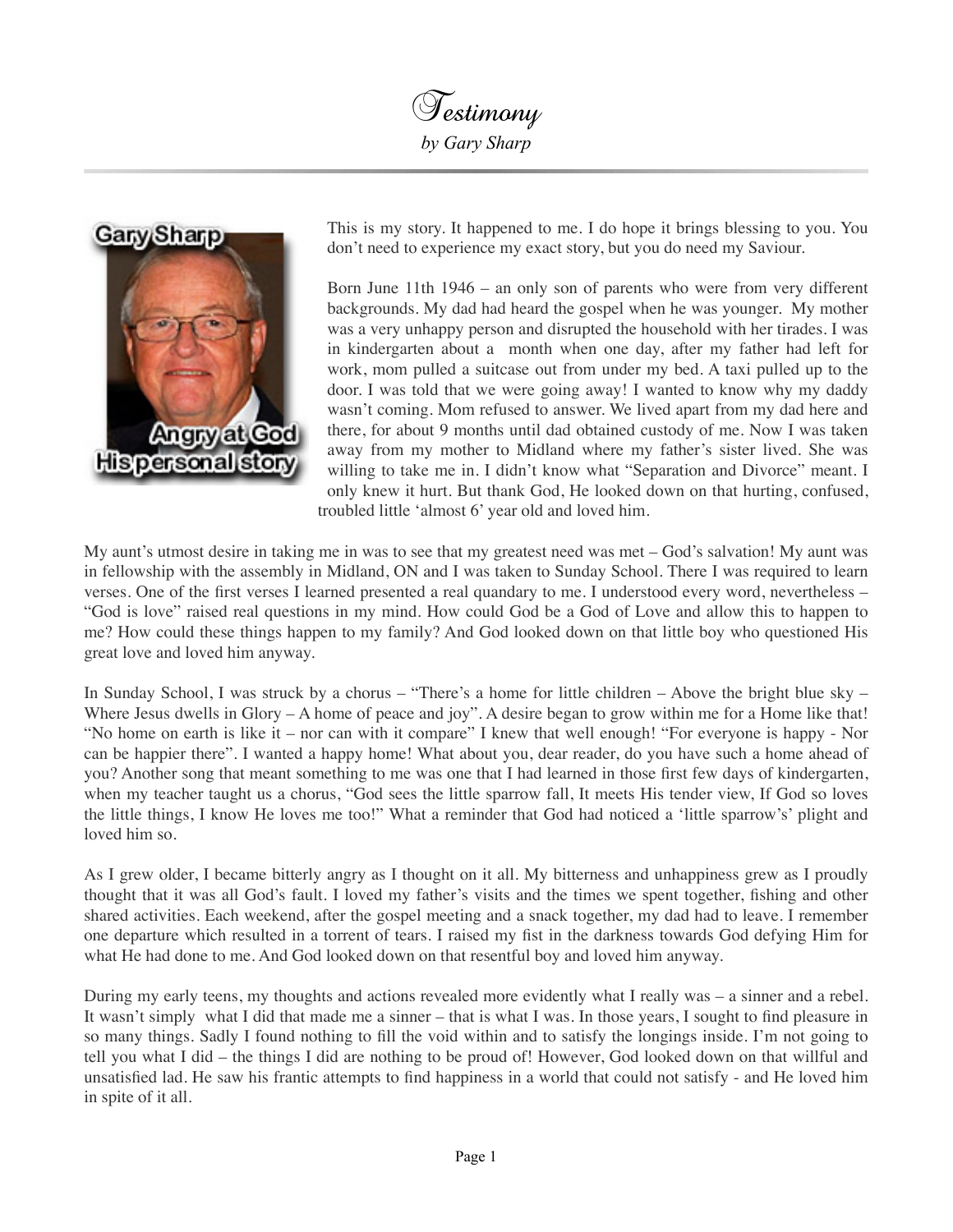# Testimony

*by Gary Sharp*

This is my story. It happened to me. I do hope it brings blessing to you. You don't need to experience my exact story, but you do need my Saviour.

Born June 11th 1946 – an only son of parents who were from very different backgrounds. My dad had heard the gospel when he was younger. My mother was a very unhappy person and disrupted the household with her tirades. I was in kindergarten about a month when one day, after my father had left for work, mom pulled a suitcase out from under my bed. A taxi pulled up to the door. I was told that we were going away! I wanted to know why my daddy wasn't coming. Mom refused to answer. We lived apart from my dad here and there, for about 9 months until dad obtained custody of me. Now I was taken away from my mother to Midland where my father's sister lived. She was willing to take me in. I didn't know what "Separation and Divorce" meant. I only knew it hurt. But thank God, He looked down on that hurting, confused, troubled little 'almost 6' year old and loved him.

My aunt's utmost desire in taking me in was to see that my greatest need was met – God's salvation! My aunt was in fellowship with the assembly in Midland, ON and I was taken to Sunday School. There I was required to learn verses. One of the first verses I learned presented a real quandary to me. I understood every word, nevertheless – "God is love" raised real questions in my mind. How could God be a God of Love and allow this to happen to me? How could these things happen to my family? And God looked down on that little boy who questioned His great love and loved him anyway.

In Sunday School, I was struck by a chorus – "There's a home for little children – Above the bright blue sky – Where Jesus dwells in Glory – A home of peace and joy". A desire began to grow within me for a Home like that! "No home on earth is like it – nor can with it compare" I knew that well enough! "For everyone is happy - Nor can be happier there". I wanted a happy home! What about you, dear reader, do you have such a home ahead of you? Another song that meant something to me was one that I had learned in those first few days of kindergarten, when my teacher taught us a chorus, "God sees the little sparrow fall, It meets His tender view, If God so loves the little things, I know He loves me too!" What a reminder that God had noticed a 'little sparrow's' plight and loved him so.

As I grew older, I became bitterly angry as I thought on it all. My bitterness and unhappiness grew as I proudly thought that it was all God's fault. I loved my father's visits and the times we spent together, fishing and other shared activities. Each weekend, after the gospel meeting and a snack together, my dad had to leave. I remember one departure which resulted in a torrent of tears. I raised my fist in the darkness towards God defying Him for what He had done to me. And God looked down on that resentful boy and loved him anyway.

During my early teens, my thoughts and actions revealed more evidently what I really was – a sinner and a rebel. It wasn't simply what I did that made me a sinner – that is what I was. In those years, I sought to find pleasure in so many things. Sadly I found nothing to fill the void within and to satisfy the longings inside. I'm not going to tell you what I did – the things I did are nothing to be proud of! However, God looked down on that willful and unsatisfied lad. He saw his frantic attempts to find happiness in a world that could not satisfy - and He loved him in spite of it all.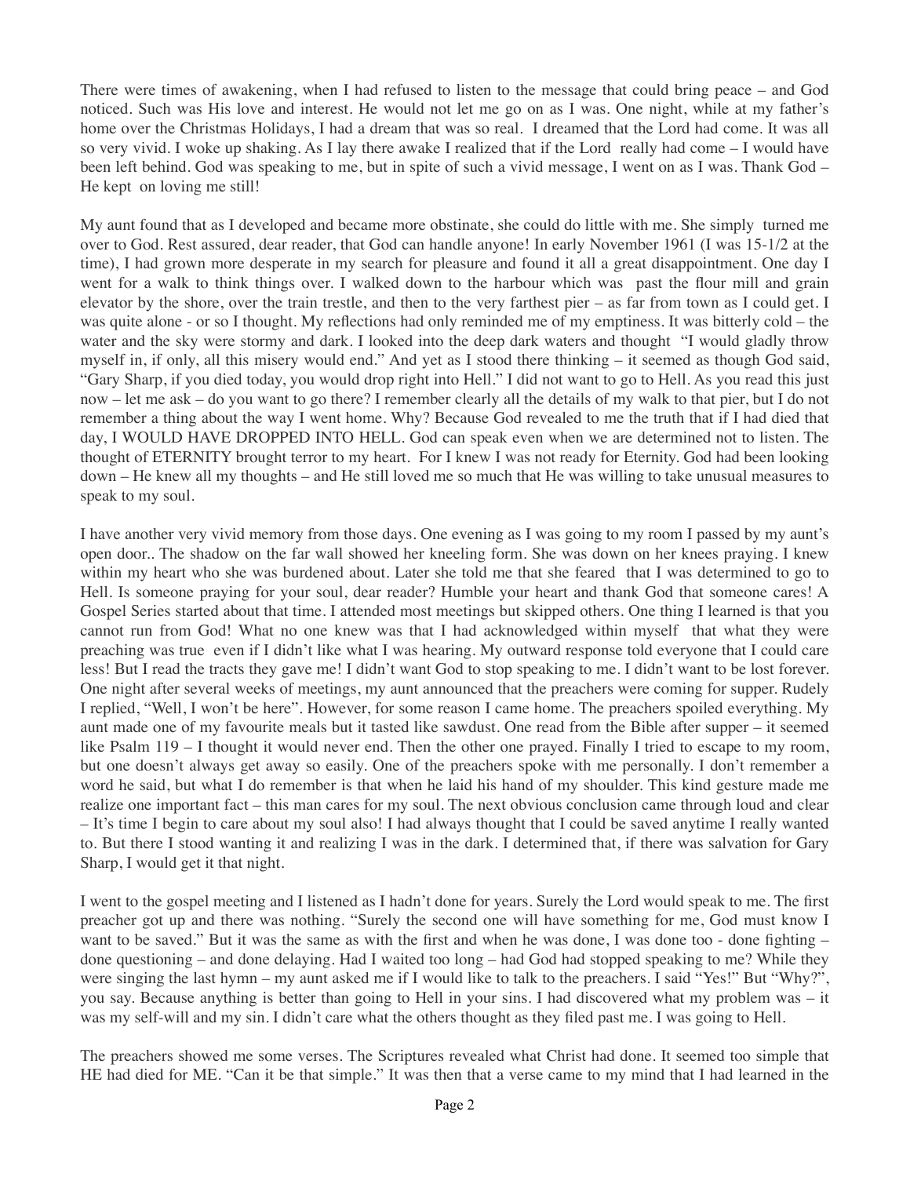There were times of awakening, when I had refused to listen to the message that could bring peace – and God noticed. Such was His love and interest. He would not let me go on as I was. One night, while at my father's home over the Christmas Holidays, I had a dream that was so real. I dreamed that the Lord had come. It was all so very vivid. I woke up shaking. As I lay there awake I realized that if the Lord really had come – I would have been left behind. God was speaking to me, but in spite of such a vivid message, I went on as I was. Thank God – He kept on loving me still!

My aunt found that as I developed and became more obstinate, she could do little with me. She simply turned me over to God. Rest assured, dear reader, that God can handle anyone! In early November 1961 (I was 15-1/2 at the time), I had grown more desperate in my search for pleasure and found it all a great disappointment. One day I went for a walk to think things over. I walked down to the harbour which was past the flour mill and grain elevator by the shore, over the train trestle, and then to the very farthest pier – as far from town as I could get. I was quite alone - or so I thought. My reflections had only reminded me of my emptiness. It was bitterly cold – the water and the sky were stormy and dark. I looked into the deep dark waters and thought "I would gladly throw myself in, if only, all this misery would end." And yet as I stood there thinking – it seemed as though God said, "Gary Sharp, if you died today, you would drop right into Hell." I did not want to go to Hell. As you read this just now – let me ask – do you want to go there? I remember clearly all the details of my walk to that pier, but I do not remember a thing about the way I went home. Why? Because God revealed to me the truth that if I had died that day, I WOULD HAVE DROPPED INTO HELL. God can speak even when we are determined not to listen. The thought of ETERNITY brought terror to my heart. For I knew I was not ready for Eternity. God had been looking down – He knew all my thoughts – and He still loved me so much that He was willing to take unusual measures to speak to my soul.

I have another very vivid memory from those days. One evening as I was going to my room I passed by my aunt's open door.. The shadow on the far wall showed her kneeling form. She was down on her knees praying. I knew within my heart who she was burdened about. Later she told me that she feared that I was determined to go to Hell. Is someone praying for your soul, dear reader? Humble your heart and thank God that someone cares! A Gospel Series started about that time. I attended most meetings but skipped others. One thing I learned is that you cannot run from God! What no one knew was that I had acknowledged within myself that what they were preaching was true even if I didn't like what I was hearing. My outward response told everyone that I could care less! But I read the tracts they gave me! I didn't want God to stop speaking to me. I didn't want to be lost forever. One night after several weeks of meetings, my aunt announced that the preachers were coming for supper. Rudely I replied, "Well, I won't be here". However, for some reason I came home. The preachers spoiled everything. My aunt made one of my favourite meals but it tasted like sawdust. One read from the Bible after supper – it seemed like Psalm 119 – I thought it would never end. Then the other one prayed. Finally I tried to escape to my room, but one doesn't always get away so easily. One of the preachers spoke with me personally. I don't remember a word he said, but what I do remember is that when he laid his hand of my shoulder. This kind gesture made me realize one important fact – this man cares for my soul. The next obvious conclusion came through loud and clear – It's time I begin to care about my soul also! I had always thought that I could be saved anytime I really wanted to. But there I stood wanting it and realizing I was in the dark. I determined that, if there was salvation for Gary Sharp, I would get it that night.

I went to the gospel meeting and I listened as I hadn't done for years. Surely the Lord would speak to me. The first preacher got up and there was nothing. "Surely the second one will have something for me, God must know I want to be saved." But it was the same as with the first and when he was done, I was done too - done fighting – done questioning – and done delaying. Had I waited too long – had God had stopped speaking to me? While they were singing the last hymn – my aunt asked me if I would like to talk to the preachers. I said "Yes!" But "Why?", you say. Because anything is better than going to Hell in your sins. I had discovered what my problem was – it was my self-will and my sin. I didn't care what the others thought as they filed past me. I was going to Hell.

The preachers showed me some verses. The Scriptures revealed what Christ had done. It seemed too simple that HE had died for ME. "Can it be that simple." It was then that a verse came to my mind that I had learned in the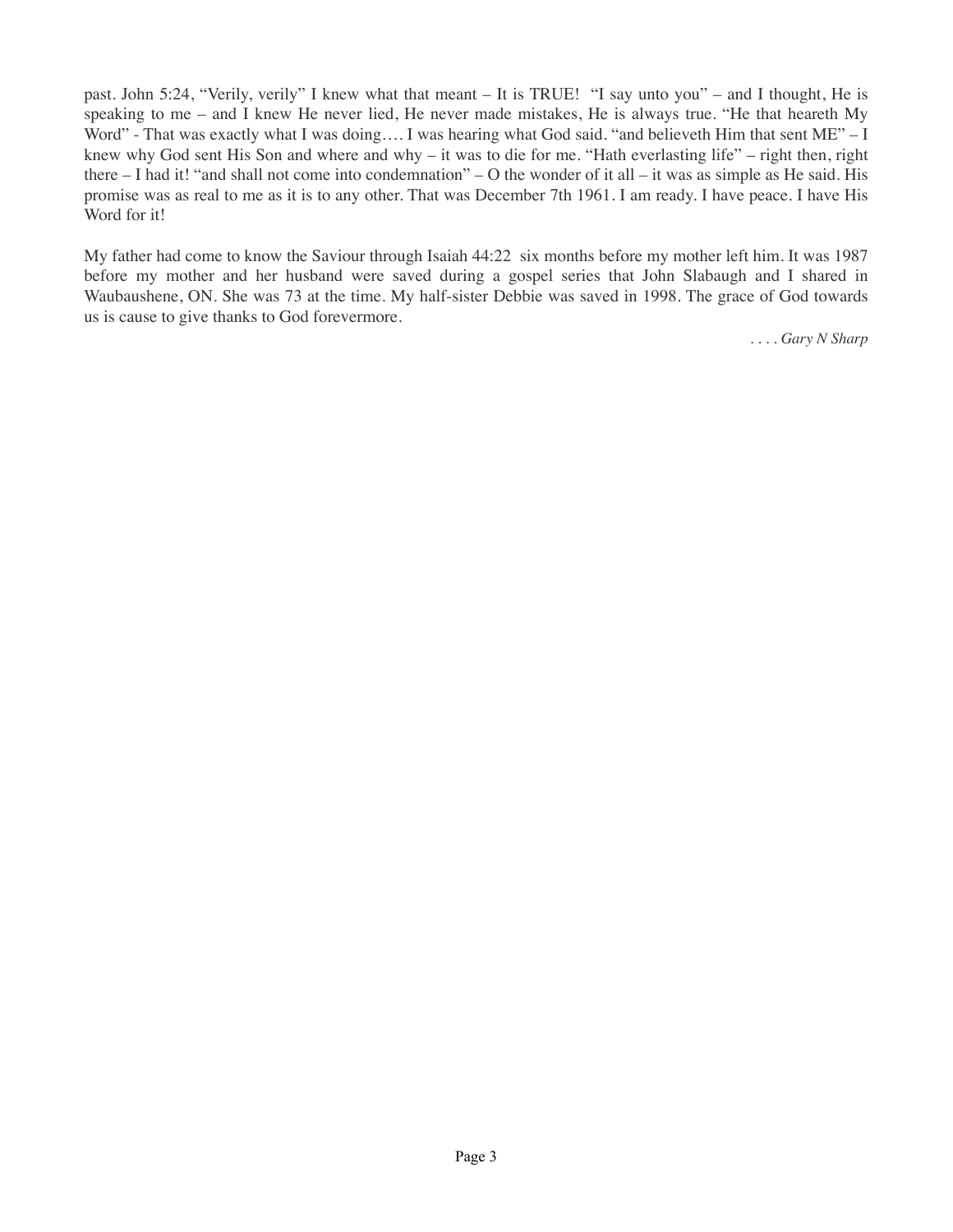past. John 5:24, “Verily, verily” I knew what that meant – It is TRUE! “I say unto you” – and I thought, He is speaking to me – and I knew He never lied, He never made mistakes, He is always true. “He that heareth My Word” - That was exactly what I was doing…. I was hearing what God said. “and believeth Him that sent ME” – I knew why God sent His Son and where and why – it was to die for me. “Hath everlasting life” – right then, right there – I had it! “and shall not come into condemnation” – O the wonder of it all – it was as simple as He said. His promise was as real to me as it is to any other. That was December 7th 1961. I am ready. I have peace. I have His Word for it!

My father had come to know the Saviour through Isaiah 44:22 six months before my mother left him. It was 1987 before my mother and her husband were saved during a gospel series that John Slabaugh and I shared in Waubaushene, ON. She was 73 at the time. My half-sister Debbie was saved in 1998. The grace of God towards us is cause to give thanks to God forevermore.

*. . . . Gary N Sharp*